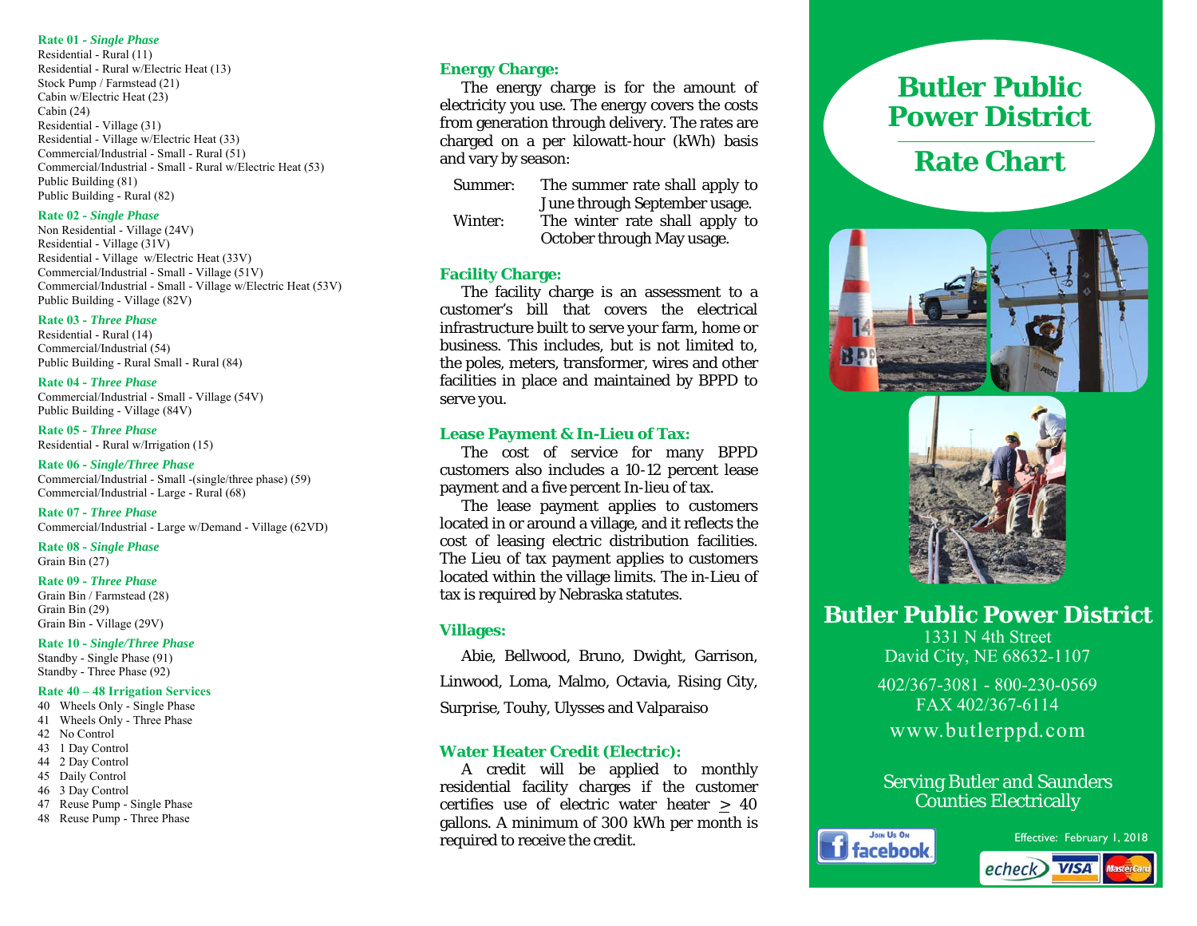**Rate 01 - *Single Phase***
Residential - Rural (11)
Residential - Rural w/Electric Heat (13)
Stock Pump / Farmstead (21)
Cabin w/Electric Heat (23)
Cabin (24)
Residential - Village (31)
Residential - Village w/Electric Heat (33)
Commercial/Industrial - Small - Rural (51)
Commercial/Industrial - Small - Rural w/Electric Heat (53)
Public Building (81)
Public Building - Rural (82)

**Rate 02 - *Single Phase***
Non Residential - Village (24V)
Residential - Village (31V)
Residential - Village w/Electric Heat (33V)
Commercial/Industrial - Small - Village (51V)
Commercial/Industrial - Small - Village w/Electric Heat (53V)
Public Building - Village (82V)

**Rate 03 - *Three Phase***
Residential - Rural (14)
Commercial/Industrial (54)
Public Building - Rural Small - Rural (84)

**Rate 04 - *Three Phase***
Commercial/Industrial - Small - Village (54V)
Public Building - Village (84V)

**Rate 05 - *Three Phase***
Residential - Rural w/Irrigation (15)

**Rate 06 - *Single/Three Phase***
Commercial/Industrial - Small -(single/three phase) (59)
Commercial/Industrial - Large - Rural (68)

**Rate 07 - *Three Phase***
Commercial/Industrial - Large w/Demand - Village (62VD)

**Rate 08 - *Single Phase***
Grain Bin (27)

**Rate 09 - *Three Phase***
Grain Bin / Farmstead (28)
Grain Bin (29)
Grain Bin - Village (29V)

**Rate 10 - *Single/Three Phase***
Standby - Single Phase (91)
Standby - Three Phase (92)

**Rate 40 – 48 Irrigation Services**
40 Wheels Only - Single Phase
41 Wheels Only - Three Phase
42 No Control
43 1 Day Control
44 2 Day Control
45 Daily Control
46 3 Day Control
47 Reuse Pump - Single Phase
48 Reuse Pump - Three Phase

### Energy Charge:

The energy charge is for the amount of electricity you use. The energy covers the costs from generation through delivery. The rates are charged on a per kilowatt-hour (kWh) basis and vary by season:

Summer: The summer rate shall apply to June through September usage.
Winter: The winter rate shall apply to October through May usage.

### Facility Charge:

The facility charge is an assessment to a customer's bill that covers the electrical infrastructure built to serve your farm, home or business. This includes, but is not limited to, the poles, meters, transformer, wires and other facilities in place and maintained by BPPD to serve you.

### Lease Payment & In-Lieu of Tax:

The cost of service for many BPPD customers also includes a 10-12 percent lease payment and a five percent In-lieu of tax.

The lease payment applies to customers located in or around a village, and it reflects the cost of leasing electric distribution facilities. The Lieu of tax payment applies to customers located within the village limits. The in-Lieu of tax is required by Nebraska statutes.

### Villages:

Abie, Bellwood, Bruno, Dwight, Garrison, Linwood, Loma, Malmo, Octavia, Rising City, Surprise, Touhy, Ulysses and Valparaiso

### Water Heater Credit (Electric):

A credit will be applied to monthly residential facility charges if the customer certifies use of electric water heater $\geq$ 40 gallons. A minimum of 300 kWh per month is required to receive the credit.

# Butler Public Power District

# Rate Chart

## Butler Public Power District

1331 N 4th Street
David City, NE 68632-1107

402/367-3081 - 800-230-0569
FAX 402/367-6114

www.butlerppd.com

Serving Butler and Saunders Counties Electrically

Join Us On facebook

Effective: February 1, 2018

echeck VISA MasterCard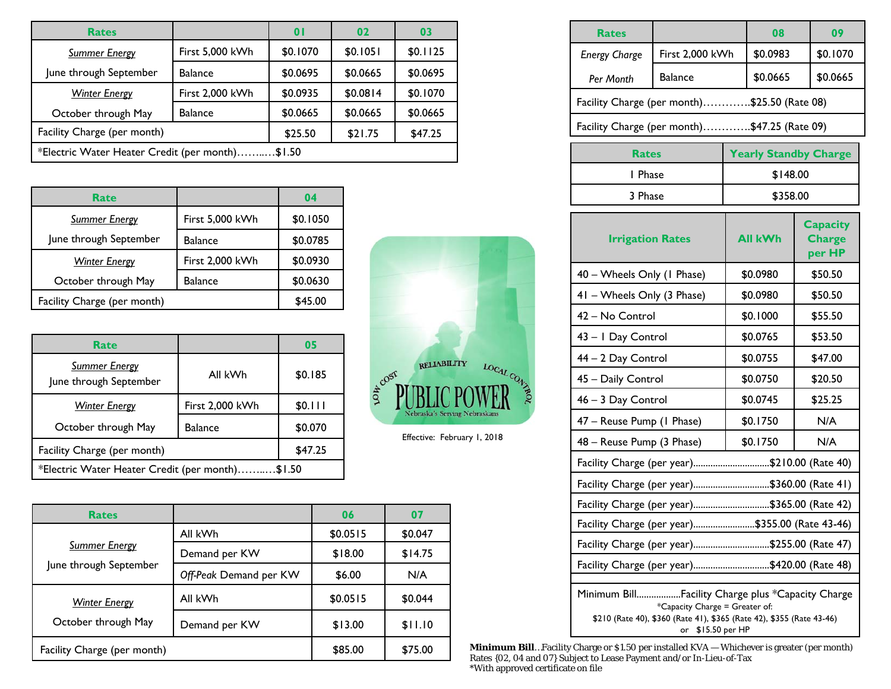| Rates | | 01 | 02 | 03 |
|---|---|---|---|---|
| *Summer Energy* June through September | First 5,000 kWh | $0.1070 | $0.1051 | $0.1125 |
| | Balance | $0.0695 | $0.0665 | $0.0695 |
| *Winter Energy* October through May | First 2,000 kWh | $0.0935 | $0.0814 | $0.1070 |
| | Balance | $0.0665 | $0.0665 | $0.0665 |
| Facility Charge (per month) | | $25.50 | $21.75 | $47.25 |
| *Electric Water Heater Credit (per month)……..….$1.50 | | | | |

| Rate | | 04 |
|---|---|---|
| *Summer Energy* June through September | First 5,000 kWh | $0.1050 |
| | Balance | $0.0785 |
| *Winter Energy* October through May | First 2,000 kWh | $0.0930 |
| | Balance | $0.0630 |
| Facility Charge (per month) | | $45.00 |

| Rate | | 05 |
|---|---|---|
| *Summer Energy* June through September | All kWh | $0.185 |
| *Winter Energy* October through May | First 2,000 kWh | $0.111 |
| | Balance | $0.070 |
| Facility Charge (per month) | | $47.25 |
| *Electric Water Heater Credit (per month)……..….$1.50 | | |

| Rates | | 06 | 07 |
|---|---|---|---|
| *Summer Energy* June through September | All kWh | $0.0515 | $0.047 |
| | Demand per KW | $18.00 | $14.75 |
| | *Off-Peak* Demand per KW | $6.00 | N/A |
| *Winter Energy* October through May | All kWh | $0.0515 | $0.044 |
| | Demand per KW | $13.00 | $11.10 |
| Facility Charge (per month) | | $85.00 | $75.00 |

LOW COST · RELIABILITY · LOCAL CONTROL

PUBLIC POWER

Nebraska's Serving Nebraskans

Effective: February 1, 2018

| Rates | | 08 | 09 |
|---|---|---|---|
| *Energy Charge Per Month* | First 2,000 kWh | $0.0983 | $0.1070 |
| | Balance | $0.0665 | $0.0665 |
| Facility Charge (per month)………….$25.50 (Rate 08) | | | |
| Facility Charge (per month)………….$47.25 (Rate 09) | | | |

| Rates | Yearly Standby Charge |
|---|---|
| 1 Phase | $148.00 |
| 3 Phase | $358.00 |

| Irrigation Rates | All kWh | Capacity Charge per HP |
|---|---|---|
| 40 – Wheels Only (1 Phase) | $0.0980 | $50.50 |
| 41 – Wheels Only (3 Phase) | $0.0980 | $50.50 |
| 42 – No Control | $0.1000 | $55.50 |
| 43 – 1 Day Control | $0.0765 | $53.50 |
| 44 – 2 Day Control | $0.0755 | $47.00 |
| 45 – Daily Control | $0.0750 | $20.50 |
| 46 – 3 Day Control | $0.0745 | $25.25 |
| 47 – Reuse Pump (1 Phase) | $0.1750 | N/A |
| 48 – Reuse Pump (3 Phase) | $0.1750 | N/A |
| Facility Charge (per year)...............................$210.00 (Rate 40) | | |
| Facility Charge (per year)...............................$360.00 (Rate 41) | | |
| Facility Charge (per year)...............................$365.00 (Rate 42) | | |
| Facility Charge (per year).........................$355.00 (Rate 43-46) | | |
| Facility Charge (per year)...............................$255.00 (Rate 47) | | |
| Facility Charge (per year)...............................$420.00 (Rate 48) | | |
| Minimum Bill..................Facility Charge plus *Capacity Charge<br>*Capacity Charge = Greater of:<br>$210 (Rate 40), $360 (Rate 41), $365 (Rate 42), $355 (Rate 43-46)<br>or $15.50 per HP | | |

**Minimum Bill**…Facility Charge or $1.50 per installed KVA — Whichever is greater (per month)
Rates {02, 04 and 07} Subject to Lease Payment and/or In-Lieu-of-Tax
*With approved certificate on file